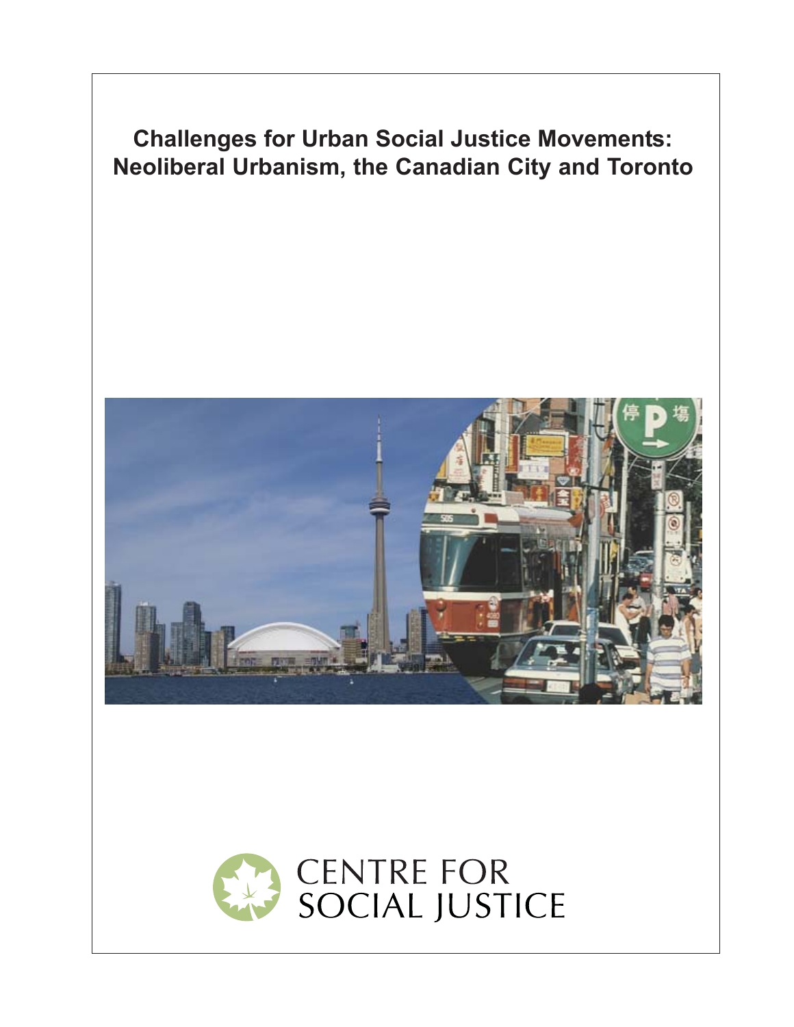# Challenges for Urban Social Justice Movements: Neoliberal Urbanism, the Canadian City and Toronto

CENTRE FOR SOCIAL JUSTICE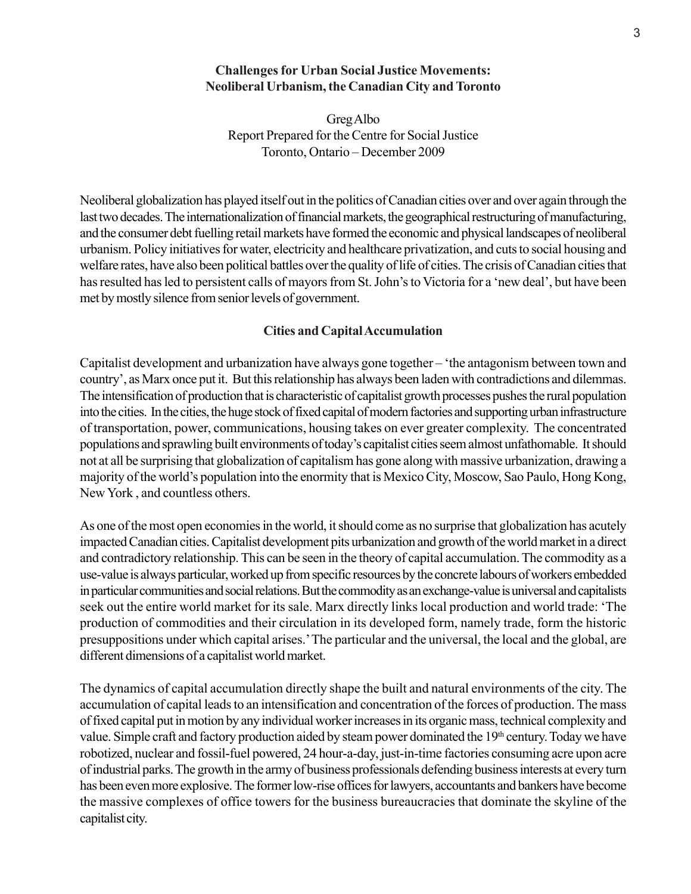**Challenges for Urban Social Justice Movements: Neoliberal Urbanism, the Canadian City and Toronto**

Greg Albo
Report Prepared for the Centre for Social Justice
Toronto, Ontario – December 2009

Neoliberal globalization has played itself out in the politics of Canadian cities over and over again through the last two decades. The internationalization of financial markets, the geographical restructuring of manufacturing, and the consumer debt fuelling retail markets have formed the economic and physical landscapes of neoliberal urbanism. Policy initiatives for water, electricity and healthcare privatization, and cuts to social housing and welfare rates, have also been political battles over the quality of life of cities. The crisis of Canadian cities that has resulted has led to persistent calls of mayors from St. John's to Victoria for a 'new deal', but have been met by mostly silence from senior levels of government.

**Cities and Capital Accumulation**

Capitalist development and urbanization have always gone together – 'the antagonism between town and country', as Marx once put it. But this relationship has always been laden with contradictions and dilemmas. The intensification of production that is characteristic of capitalist growth processes pushes the rural population into the cities. In the cities, the huge stock of fixed capital of modern factories and supporting urban infrastructure of transportation, power, communications, housing takes on ever greater complexity. The concentrated populations and sprawling built environments of today's capitalist cities seem almost unfathomable. It should not at all be surprising that globalization of capitalism has gone along with massive urbanization, drawing a majority of the world's population into the enormity that is Mexico City, Moscow, Sao Paulo, Hong Kong, New York , and countless others.

As one of the most open economies in the world, it should come as no surprise that globalization has acutely impacted Canadian cities. Capitalist development pits urbanization and growth of the world market in a direct and contradictory relationship. This can be seen in the theory of capital accumulation. The commodity as a use-value is always particular, worked up from specific resources by the concrete labours of workers embedded in particular communities and social relations. But the commodity as an exchange-value is universal and capitalists seek out the entire world market for its sale. Marx directly links local production and world trade: 'The production of commodities and their circulation in its developed form, namely trade, form the historic presuppositions under which capital arises.' The particular and the universal, the local and the global, are different dimensions of a capitalist world market.

The dynamics of capital accumulation directly shape the built and natural environments of the city. The accumulation of capital leads to an intensification and concentration of the forces of production. The mass of fixed capital put in motion by any individual worker increases in its organic mass, technical complexity and value. Simple craft and factory production aided by steam power dominated the 19th century. Today we have robotized, nuclear and fossil-fuel powered, 24 hour-a-day, just-in-time factories consuming acre upon acre of industrial parks. The growth in the army of business professionals defending business interests at every turn has been even more explosive. The former low-rise offices for lawyers, accountants and bankers have become the massive complexes of office towers for the business bureaucracies that dominate the skyline of the capitalist city.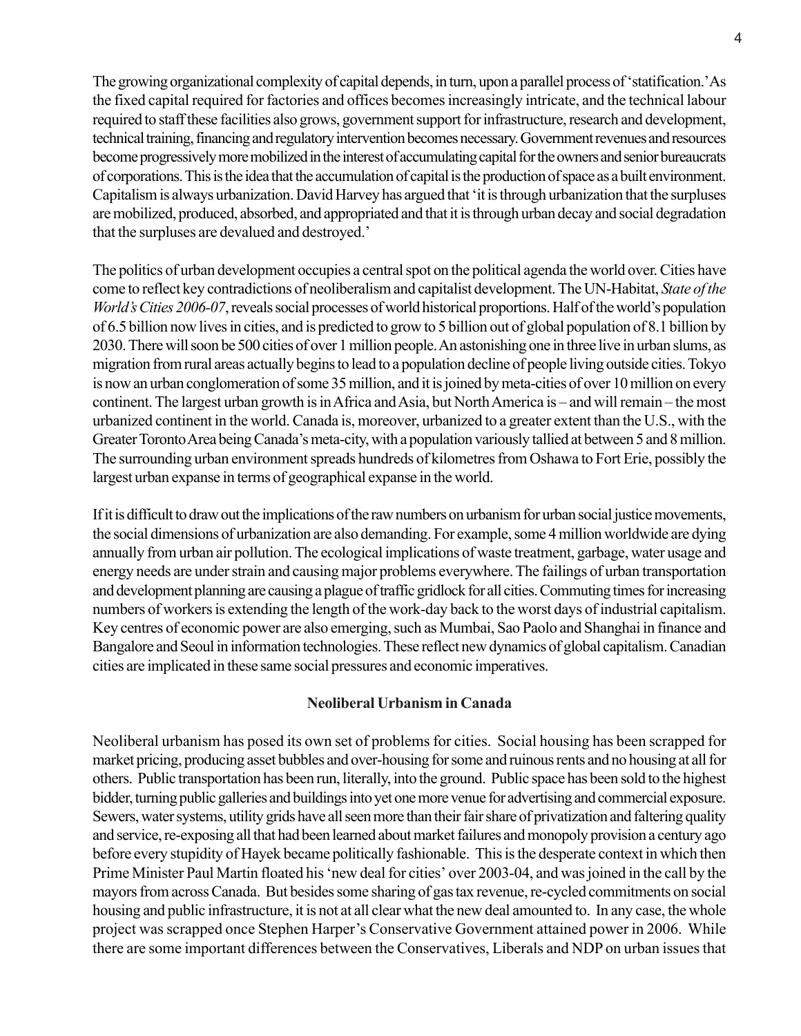The growing organizational complexity of capital depends, in turn, upon a parallel process of 'statification.' As the fixed capital required for factories and offices becomes increasingly intricate, and the technical labour required to staff these facilities also grows, government support for infrastructure, research and development, technical training, financing and regulatory intervention becomes necessary. Government revenues and resources become progressively more mobilized in the interest of accumulating capital for the owners and senior bureaucrats of corporations. This is the idea that the accumulation of capital is the production of space as a built environment. Capitalism is always urbanization. David Harvey has argued that 'it is through urbanization that the surpluses are mobilized, produced, absorbed, and appropriated and that it is through urban decay and social degradation that the surpluses are devalued and destroyed.'

The politics of urban development occupies a central spot on the political agenda the world over. Cities have come to reflect key contradictions of neoliberalism and capitalist development. The UN-Habitat, *State of the World's Cities 2006-07*, reveals social processes of world historical proportions. Half of the world's population of 6.5 billion now lives in cities, and is predicted to grow to 5 billion out of global population of 8.1 billion by 2030. There will soon be 500 cities of over 1 million people. An astonishing one in three live in urban slums, as migration from rural areas actually begins to lead to a population decline of people living outside cities. Tokyo is now an urban conglomeration of some 35 million, and it is joined by meta-cities of over 10 million on every continent. The largest urban growth is in Africa and Asia, but North America is – and will remain – the most urbanized continent in the world. Canada is, moreover, urbanized to a greater extent than the U.S., with the Greater Toronto Area being Canada's meta-city, with a population variously tallied at between 5 and 8 million. The surrounding urban environment spreads hundreds of kilometres from Oshawa to Fort Erie, possibly the largest urban expanse in terms of geographical expanse in the world.

If it is difficult to draw out the implications of the raw numbers on urbanism for urban social justice movements, the social dimensions of urbanization are also demanding. For example, some 4 million worldwide are dying annually from urban air pollution. The ecological implications of waste treatment, garbage, water usage and energy needs are under strain and causing major problems everywhere. The failings of urban transportation and development planning are causing a plague of traffic gridlock for all cities. Commuting times for increasing numbers of workers is extending the length of the work-day back to the worst days of industrial capitalism. Key centres of economic power are also emerging, such as Mumbai, Sao Paolo and Shanghai in finance and Bangalore and Seoul in information technologies. These reflect new dynamics of global capitalism. Canadian cities are implicated in these same social pressures and economic imperatives.

## Neoliberal Urbanism in Canada

Neoliberal urbanism has posed its own set of problems for cities. Social housing has been scrapped for market pricing, producing asset bubbles and over-housing for some and ruinous rents and no housing at all for others. Public transportation has been run, literally, into the ground. Public space has been sold to the highest bidder, turning public galleries and buildings into yet one more venue for advertising and commercial exposure. Sewers, water systems, utility grids have all seen more than their fair share of privatization and faltering quality and service, re-exposing all that had been learned about market failures and monopoly provision a century ago before every stupidity of Hayek became politically fashionable. This is the desperate context in which then Prime Minister Paul Martin floated his 'new deal for cities' over 2003-04, and was joined in the call by the mayors from across Canada. But besides some sharing of gas tax revenue, re-cycled commitments on social housing and public infrastructure, it is not at all clear what the new deal amounted to. In any case, the whole project was scrapped once Stephen Harper's Conservative Government attained power in 2006. While there are some important differences between the Conservatives, Liberals and NDP on urban issues that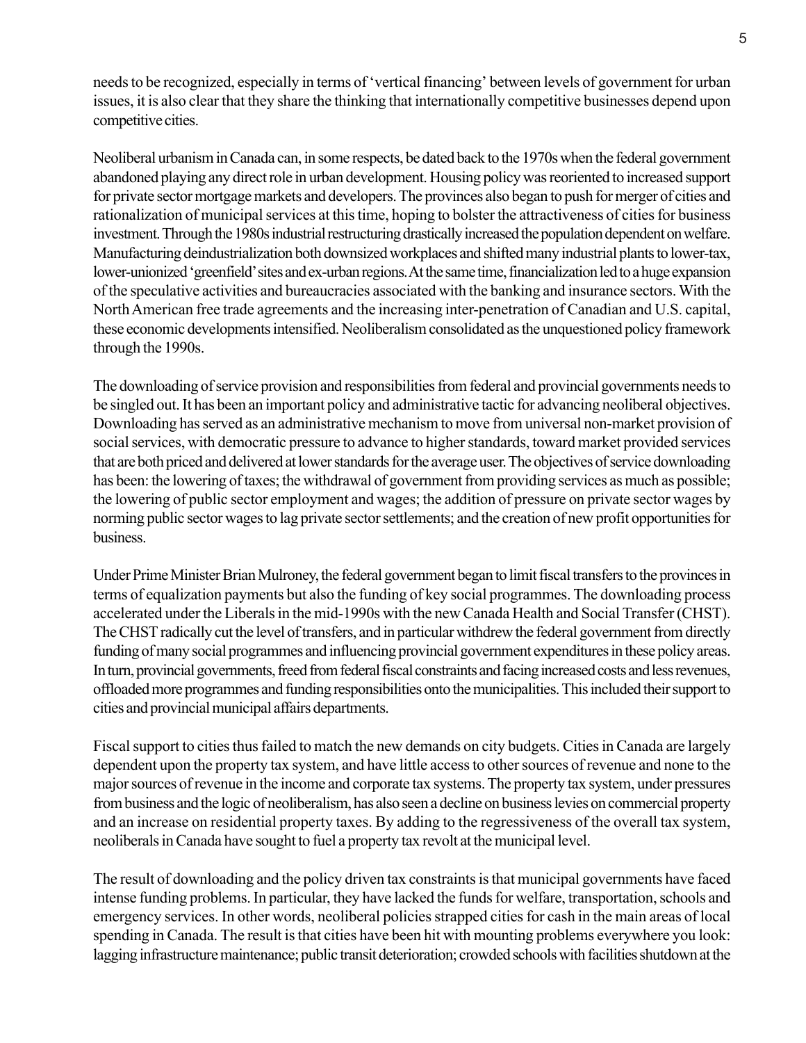needs to be recognized, especially in terms of 'vertical financing' between levels of government for urban issues, it is also clear that they share the thinking that internationally competitive businesses depend upon competitive cities.

Neoliberal urbanism in Canada can, in some respects, be dated back to the 1970s when the federal government abandoned playing any direct role in urban development. Housing policy was reoriented to increased support for private sector mortgage markets and developers. The provinces also began to push for merger of cities and rationalization of municipal services at this time, hoping to bolster the attractiveness of cities for business investment. Through the 1980s industrial restructuring drastically increased the population dependent on welfare. Manufacturing deindustrialization both downsized workplaces and shifted many industrial plants to lower-tax, lower-unionized 'greenfield' sites and ex-urban regions. At the same time, financialization led to a huge expansion of the speculative activities and bureaucracies associated with the banking and insurance sectors. With the North American free trade agreements and the increasing inter-penetration of Canadian and U.S. capital, these economic developments intensified. Neoliberalism consolidated as the unquestioned policy framework through the 1990s.

The downloading of service provision and responsibilities from federal and provincial governments needs to be singled out. It has been an important policy and administrative tactic for advancing neoliberal objectives. Downloading has served as an administrative mechanism to move from universal non-market provision of social services, with democratic pressure to advance to higher standards, toward market provided services that are both priced and delivered at lower standards for the average user. The objectives of service downloading has been: the lowering of taxes; the withdrawal of government from providing services as much as possible; the lowering of public sector employment and wages; the addition of pressure on private sector wages by norming public sector wages to lag private sector settlements; and the creation of new profit opportunities for business.

Under Prime Minister Brian Mulroney, the federal government began to limit fiscal transfers to the provinces in terms of equalization payments but also the funding of key social programmes. The downloading process accelerated under the Liberals in the mid-1990s with the new Canada Health and Social Transfer (CHST). The CHST radically cut the level of transfers, and in particular withdrew the federal government from directly funding of many social programmes and influencing provincial government expenditures in these policy areas. In turn, provincial governments, freed from federal fiscal constraints and facing increased costs and less revenues, offloaded more programmes and funding responsibilities onto the municipalities. This included their support to cities and provincial municipal affairs departments.

Fiscal support to cities thus failed to match the new demands on city budgets. Cities in Canada are largely dependent upon the property tax system, and have little access to other sources of revenue and none to the major sources of revenue in the income and corporate tax systems. The property tax system, under pressures from business and the logic of neoliberalism, has also seen a decline on business levies on commercial property and an increase on residential property taxes. By adding to the regressiveness of the overall tax system, neoliberals in Canada have sought to fuel a property tax revolt at the municipal level.

The result of downloading and the policy driven tax constraints is that municipal governments have faced intense funding problems. In particular, they have lacked the funds for welfare, transportation, schools and emergency services. In other words, neoliberal policies strapped cities for cash in the main areas of local spending in Canada. The result is that cities have been hit with mounting problems everywhere you look: lagging infrastructure maintenance; public transit deterioration; crowded schools with facilities shutdown at the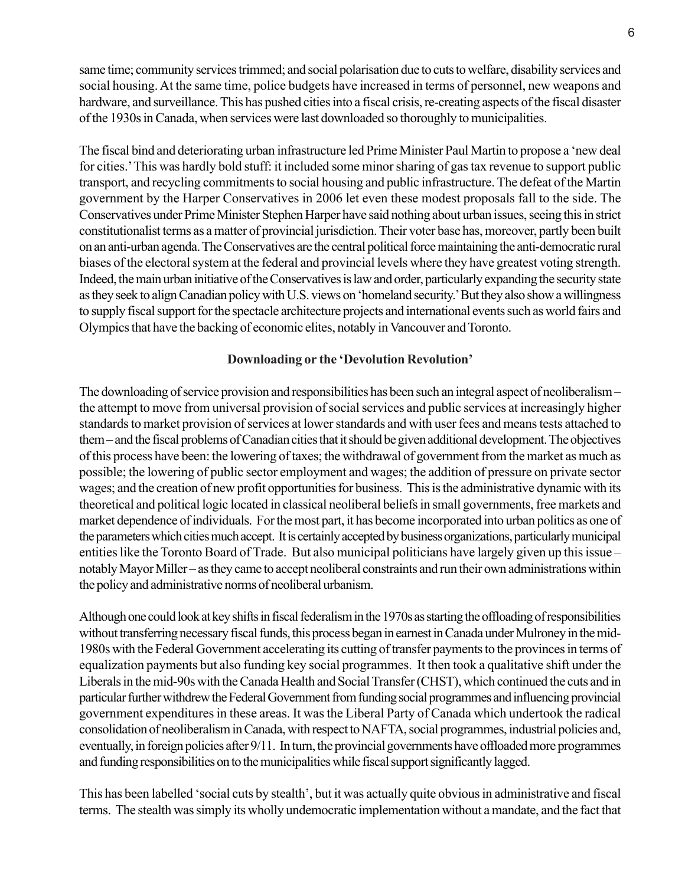same time; community services trimmed; and social polarisation due to cuts to welfare, disability services and social housing. At the same time, police budgets have increased in terms of personnel, new weapons and hardware, and surveillance. This has pushed cities into a fiscal crisis, re-creating aspects of the fiscal disaster of the 1930s in Canada, when services were last downloaded so thoroughly to municipalities.

The fiscal bind and deteriorating urban infrastructure led Prime Minister Paul Martin to propose a 'new deal for cities.' This was hardly bold stuff: it included some minor sharing of gas tax revenue to support public transport, and recycling commitments to social housing and public infrastructure. The defeat of the Martin government by the Harper Conservatives in 2006 let even these modest proposals fall to the side. The Conservatives under Prime Minister Stephen Harper have said nothing about urban issues, seeing this in strict constitutionalist terms as a matter of provincial jurisdiction. Their voter base has, moreover, partly been built on an anti-urban agenda. The Conservatives are the central political force maintaining the anti-democratic rural biases of the electoral system at the federal and provincial levels where they have greatest voting strength. Indeed, the main urban initiative of the Conservatives is law and order, particularly expanding the security state as they seek to align Canadian policy with U.S. views on 'homeland security.' But they also show a willingness to supply fiscal support for the spectacle architecture projects and international events such as world fairs and Olympics that have the backing of economic elites, notably in Vancouver and Toronto.

**Downloading or the 'Devolution Revolution'**

The downloading of service provision and responsibilities has been such an integral aspect of neoliberalism – the attempt to move from universal provision of social services and public services at increasingly higher standards to market provision of services at lower standards and with user fees and means tests attached to them – and the fiscal problems of Canadian cities that it should be given additional development. The objectives of this process have been: the lowering of taxes; the withdrawal of government from the market as much as possible; the lowering of public sector employment and wages; the addition of pressure on private sector wages; and the creation of new profit opportunities for business. This is the administrative dynamic with its theoretical and political logic located in classical neoliberal beliefs in small governments, free markets and market dependence of individuals. For the most part, it has become incorporated into urban politics as one of the parameters which cities much accept. It is certainly accepted by business organizations, particularly municipal entities like the Toronto Board of Trade. But also municipal politicians have largely given up this issue – notably Mayor Miller – as they came to accept neoliberal constraints and run their own administrations within the policy and administrative norms of neoliberal urbanism.

Although one could look at key shifts in fiscal federalism in the 1970s as starting the offloading of responsibilities without transferring necessary fiscal funds, this process began in earnest in Canada under Mulroney in the mid-1980s with the Federal Government accelerating its cutting of transfer payments to the provinces in terms of equalization payments but also funding key social programmes. It then took a qualitative shift under the Liberals in the mid-90s with the Canada Health and Social Transfer (CHST), which continued the cuts and in particular further withdrew the Federal Government from funding social programmes and influencing provincial government expenditures in these areas. It was the Liberal Party of Canada which undertook the radical consolidation of neoliberalism in Canada, with respect to NAFTA, social programmes, industrial policies and, eventually, in foreign policies after 9/11. In turn, the provincial governments have offloaded more programmes and funding responsibilities on to the municipalities while fiscal support significantly lagged.

This has been labelled 'social cuts by stealth', but it was actually quite obvious in administrative and fiscal terms. The stealth was simply its wholly undemocratic implementation without a mandate, and the fact that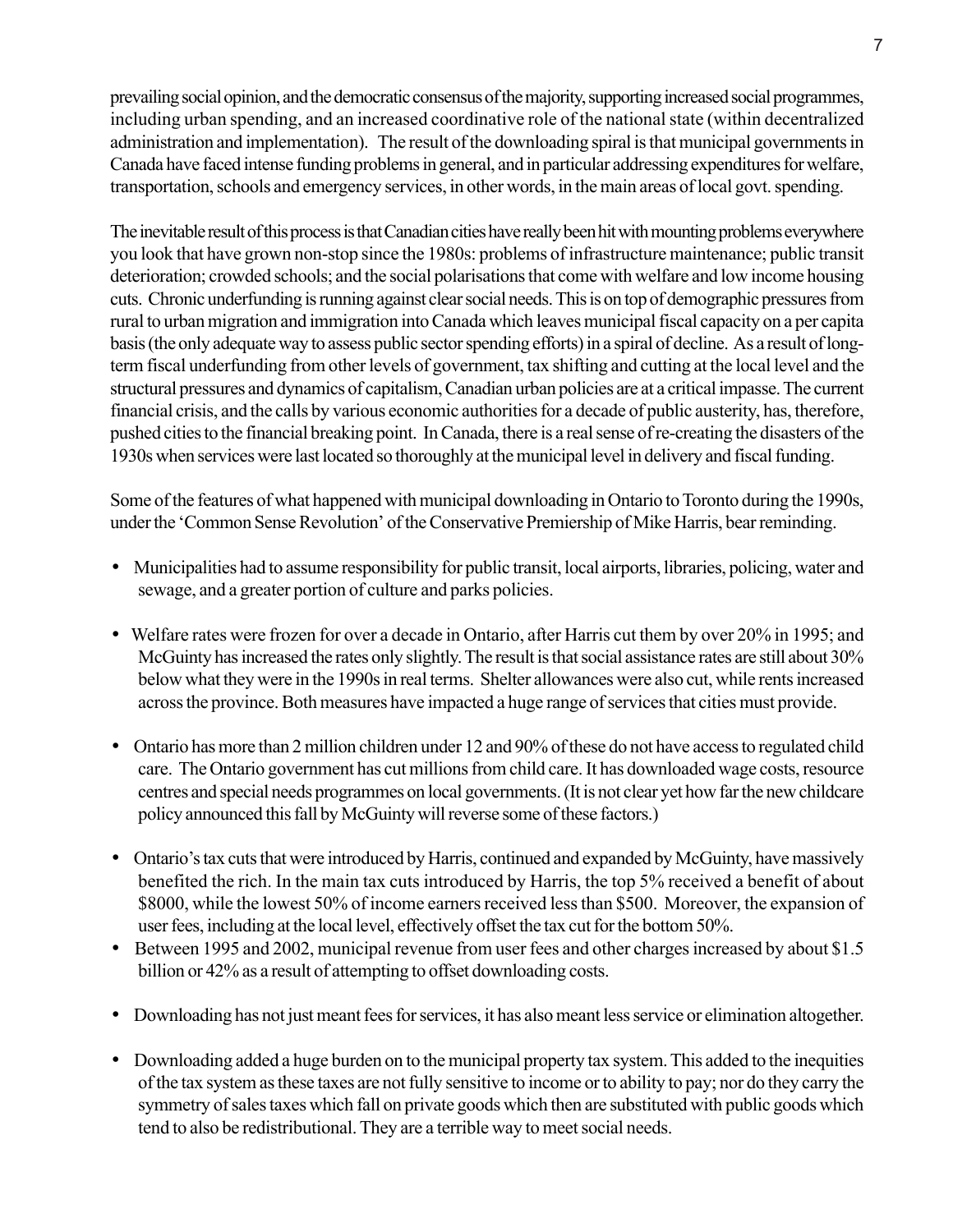prevailing social opinion, and the democratic consensus of the majority, supporting increased social programmes, including urban spending, and an increased coordinative role of the national state (within decentralized administration and implementation). The result of the downloading spiral is that municipal governments in Canada have faced intense funding problems in general, and in particular addressing expenditures for welfare, transportation, schools and emergency services, in other words, in the main areas of local govt. spending.

The inevitable result of this process is that Canadian cities have really been hit with mounting problems everywhere you look that have grown non-stop since the 1980s: problems of infrastructure maintenance; public transit deterioration; crowded schools; and the social polarisations that come with welfare and low income housing cuts. Chronic underfunding is running against clear social needs. This is on top of demographic pressures from rural to urban migration and immigration into Canada which leaves municipal fiscal capacity on a per capita basis (the only adequate way to assess public sector spending efforts) in a spiral of decline. As a result of long-term fiscal underfunding from other levels of government, tax shifting and cutting at the local level and the structural pressures and dynamics of capitalism, Canadian urban policies are at a critical impasse. The current financial crisis, and the calls by various economic authorities for a decade of public austerity, has, therefore, pushed cities to the financial breaking point. In Canada, there is a real sense of re-creating the disasters of the 1930s when services were last located so thoroughly at the municipal level in delivery and fiscal funding.

Some of the features of what happened with municipal downloading in Ontario to Toronto during the 1990s, under the 'Common Sense Revolution' of the Conservative Premiership of Mike Harris, bear reminding.

- Municipalities had to assume responsibility for public transit, local airports, libraries, policing, water and sewage, and a greater portion of culture and parks policies.

- Welfare rates were frozen for over a decade in Ontario, after Harris cut them by over 20% in 1995; and McGuinty has increased the rates only slightly. The result is that social assistance rates are still about 30% below what they were in the 1990s in real terms. Shelter allowances were also cut, while rents increased across the province. Both measures have impacted a huge range of services that cities must provide.

- Ontario has more than 2 million children under 12 and 90% of these do not have access to regulated child care. The Ontario government has cut millions from child care. It has downloaded wage costs, resource centres and special needs programmes on local governments. (It is not clear yet how far the new childcare policy announced this fall by McGuinty will reverse some of these factors.)

- Ontario's tax cuts that were introduced by Harris, continued and expanded by McGuinty, have massively benefited the rich. In the main tax cuts introduced by Harris, the top 5% received a benefit of about \$8000, while the lowest 50% of income earners received less than \$500. Moreover, the expansion of user fees, including at the local level, effectively offset the tax cut for the bottom 50%.
- Between 1995 and 2002, municipal revenue from user fees and other charges increased by about \$1.5 billion or 42% as a result of attempting to offset downloading costs.

- Downloading has not just meant fees for services, it has also meant less service or elimination altogether.

- Downloading added a huge burden on to the municipal property tax system. This added to the inequities of the tax system as these taxes are not fully sensitive to income or to ability to pay; nor do they carry the symmetry of sales taxes which fall on private goods which then are substituted with public goods which tend to also be redistributional. They are a terrible way to meet social needs.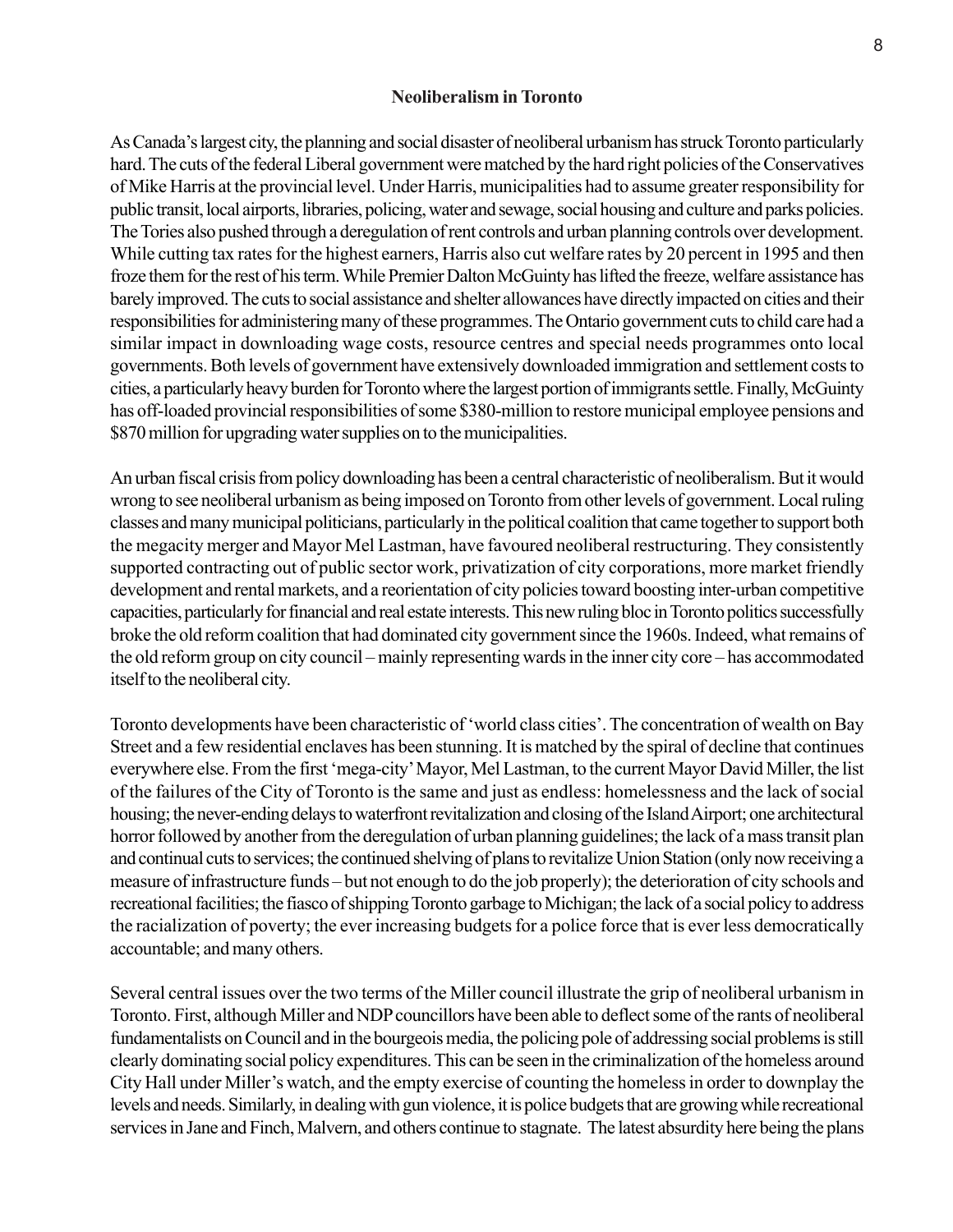## Neoliberalism in Toronto

As Canada's largest city, the planning and social disaster of neoliberal urbanism has struck Toronto particularly hard. The cuts of the federal Liberal government were matched by the hard right policies of the Conservatives of Mike Harris at the provincial level. Under Harris, municipalities had to assume greater responsibility for public transit, local airports, libraries, policing, water and sewage, social housing and culture and parks policies. The Tories also pushed through a deregulation of rent controls and urban planning controls over development. While cutting tax rates for the highest earners, Harris also cut welfare rates by 20 percent in 1995 and then froze them for the rest of his term. While Premier Dalton McGuinty has lifted the freeze, welfare assistance has barely improved. The cuts to social assistance and shelter allowances have directly impacted on cities and their responsibilities for administering many of these programmes. The Ontario government cuts to child care had a similar impact in downloading wage costs, resource centres and special needs programmes onto local governments. Both levels of government have extensively downloaded immigration and settlement costs to cities, a particularly heavy burden for Toronto where the largest portion of immigrants settle. Finally, McGuinty has off-loaded provincial responsibilities of some $380-million to restore municipal employee pensions and $870 million for upgrading water supplies on to the municipalities.

An urban fiscal crisis from policy downloading has been a central characteristic of neoliberalism. But it would wrong to see neoliberal urbanism as being imposed on Toronto from other levels of government. Local ruling classes and many municipal politicians, particularly in the political coalition that came together to support both the megacity merger and Mayor Mel Lastman, have favoured neoliberal restructuring. They consistently supported contracting out of public sector work, privatization of city corporations, more market friendly development and rental markets, and a reorientation of city policies toward boosting inter-urban competitive capacities, particularly for financial and real estate interests. This new ruling bloc in Toronto politics successfully broke the old reform coalition that had dominated city government since the 1960s. Indeed, what remains of the old reform group on city council – mainly representing wards in the inner city core – has accommodated itself to the neoliberal city.

Toronto developments have been characteristic of 'world class cities'. The concentration of wealth on Bay Street and a few residential enclaves has been stunning. It is matched by the spiral of decline that continues everywhere else. From the first 'mega-city' Mayor, Mel Lastman, to the current Mayor David Miller, the list of the failures of the City of Toronto is the same and just as endless: homelessness and the lack of social housing; the never-ending delays to waterfront revitalization and closing of the Island Airport; one architectural horror followed by another from the deregulation of urban planning guidelines; the lack of a mass transit plan and continual cuts to services; the continued shelving of plans to revitalize Union Station (only now receiving a measure of infrastructure funds – but not enough to do the job properly); the deterioration of city schools and recreational facilities; the fiasco of shipping Toronto garbage to Michigan; the lack of a social policy to address the racialization of poverty; the ever increasing budgets for a police force that is ever less democratically accountable; and many others.

Several central issues over the two terms of the Miller council illustrate the grip of neoliberal urbanism in Toronto. First, although Miller and NDP councillors have been able to deflect some of the rants of neoliberal fundamentalists on Council and in the bourgeois media, the policing pole of addressing social problems is still clearly dominating social policy expenditures. This can be seen in the criminalization of the homeless around City Hall under Miller's watch, and the empty exercise of counting the homeless in order to downplay the levels and needs. Similarly, in dealing with gun violence, it is police budgets that are growing while recreational services in Jane and Finch, Malvern, and others continue to stagnate. The latest absurdity here being the plans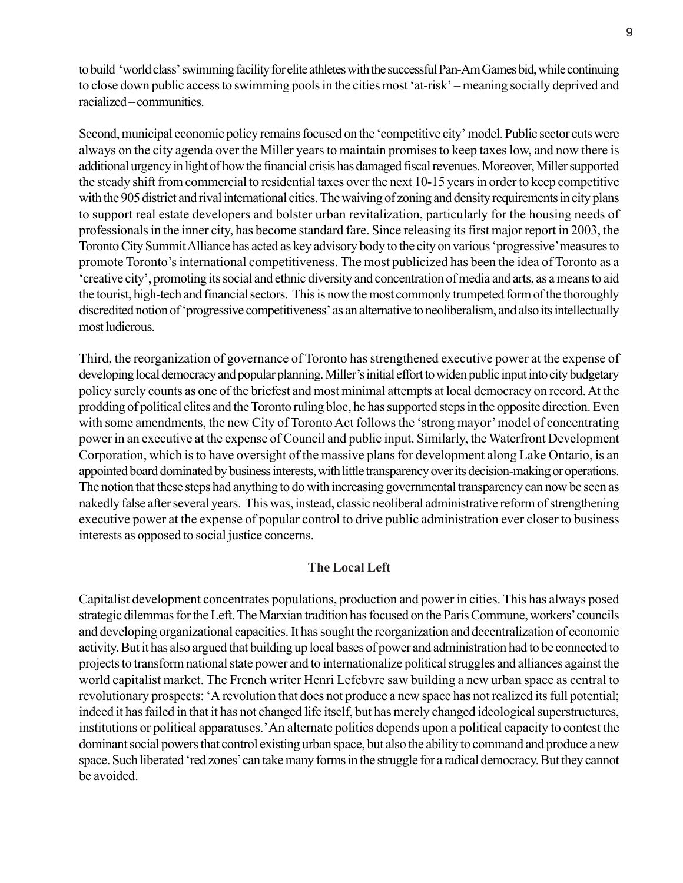to build 'world class' swimming facility for elite athletes with the successful Pan-Am Games bid, while continuing to close down public access to swimming pools in the cities most 'at-risk' – meaning socially deprived and racialized – communities.

Second, municipal economic policy remains focused on the 'competitive city' model. Public sector cuts were always on the city agenda over the Miller years to maintain promises to keep taxes low, and now there is additional urgency in light of how the financial crisis has damaged fiscal revenues. Moreover, Miller supported the steady shift from commercial to residential taxes over the next 10-15 years in order to keep competitive with the 905 district and rival international cities. The waiving of zoning and density requirements in city plans to support real estate developers and bolster urban revitalization, particularly for the housing needs of professionals in the inner city, has become standard fare. Since releasing its first major report in 2003, the Toronto City Summit Alliance has acted as key advisory body to the city on various 'progressive' measures to promote Toronto's international competitiveness. The most publicized has been the idea of Toronto as a 'creative city', promoting its social and ethnic diversity and concentration of media and arts, as a means to aid the tourist, high-tech and financial sectors. This is now the most commonly trumpeted form of the thoroughly discredited notion of 'progressive competitiveness' as an alternative to neoliberalism, and also its intellectually most ludicrous.

Third, the reorganization of governance of Toronto has strengthened executive power at the expense of developing local democracy and popular planning. Miller's initial effort to widen public input into city budgetary policy surely counts as one of the briefest and most minimal attempts at local democracy on record. At the prodding of political elites and the Toronto ruling bloc, he has supported steps in the opposite direction. Even with some amendments, the new City of Toronto Act follows the 'strong mayor' model of concentrating power in an executive at the expense of Council and public input. Similarly, the Waterfront Development Corporation, which is to have oversight of the massive plans for development along Lake Ontario, is an appointed board dominated by business interests, with little transparency over its decision-making or operations. The notion that these steps had anything to do with increasing governmental transparency can now be seen as nakedly false after several years. This was, instead, classic neoliberal administrative reform of strengthening executive power at the expense of popular control to drive public administration ever closer to business interests as opposed to social justice concerns.

## The Local Left

Capitalist development concentrates populations, production and power in cities. This has always posed strategic dilemmas for the Left. The Marxian tradition has focused on the Paris Commune, workers' councils and developing organizational capacities. It has sought the reorganization and decentralization of economic activity. But it has also argued that building up local bases of power and administration had to be connected to projects to transform national state power and to internationalize political struggles and alliances against the world capitalist market. The French writer Henri Lefebvre saw building a new urban space as central to revolutionary prospects: 'A revolution that does not produce a new space has not realized its full potential; indeed it has failed in that it has not changed life itself, but has merely changed ideological superstructures, institutions or political apparatuses.' An alternate politics depends upon a political capacity to contest the dominant social powers that control existing urban space, but also the ability to command and produce a new space. Such liberated 'red zones' can take many forms in the struggle for a radical democracy. But they cannot be avoided.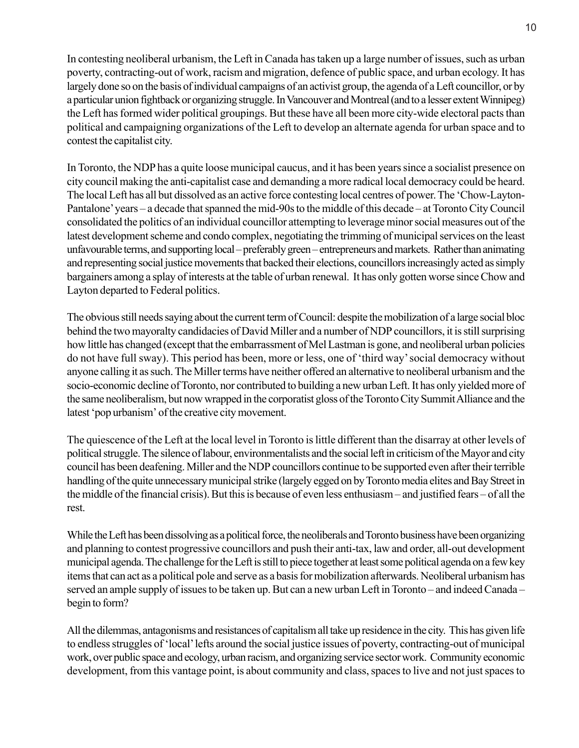In contesting neoliberal urbanism, the Left in Canada has taken up a large number of issues, such as urban poverty, contracting-out of work, racism and migration, defence of public space, and urban ecology. It has largely done so on the basis of individual campaigns of an activist group, the agenda of a Left councillor, or by a particular union fightback or organizing struggle. In Vancouver and Montreal (and to a lesser extent Winnipeg) the Left has formed wider political groupings. But these have all been more city-wide electoral pacts than political and campaigning organizations of the Left to develop an alternate agenda for urban space and to contest the capitalist city.

In Toronto, the NDP has a quite loose municipal caucus, and it has been years since a socialist presence on city council making the anti-capitalist case and demanding a more radical local democracy could be heard. The local Left has all but dissolved as an active force contesting local centres of power. The 'Chow-Layton-Pantalone' years – a decade that spanned the mid-90s to the middle of this decade – at Toronto City Council consolidated the politics of an individual councillor attempting to leverage minor social measures out of the latest development scheme and condo complex, negotiating the trimming of municipal services on the least unfavourable terms, and supporting local – preferably green – entrepreneurs and markets. Rather than animating and representing social justice movements that backed their elections, councillors increasingly acted as simply bargainers among a splay of interests at the table of urban renewal. It has only gotten worse since Chow and Layton departed to Federal politics.

The obvious still needs saying about the current term of Council: despite the mobilization of a large social bloc behind the two mayoralty candidacies of David Miller and a number of NDP councillors, it is still surprising how little has changed (except that the embarrassment of Mel Lastman is gone, and neoliberal urban policies do not have full sway). This period has been, more or less, one of 'third way' social democracy without anyone calling it as such. The Miller terms have neither offered an alternative to neoliberal urbanism and the socio-economic decline of Toronto, nor contributed to building a new urban Left. It has only yielded more of the same neoliberalism, but now wrapped in the corporatist gloss of the Toronto City Summit Alliance and the latest 'pop urbanism' of the creative city movement.

The quiescence of the Left at the local level in Toronto is little different than the disarray at other levels of political struggle. The silence of labour, environmentalists and the social left in criticism of the Mayor and city council has been deafening. Miller and the NDP councillors continue to be supported even after their terrible handling of the quite unnecessary municipal strike (largely egged on by Toronto media elites and Bay Street in the middle of the financial crisis). But this is because of even less enthusiasm – and justified fears – of all the rest.

While the Left has been dissolving as a political force, the neoliberals and Toronto business have been organizing and planning to contest progressive councillors and push their anti-tax, law and order, all-out development municipal agenda. The challenge for the Left is still to piece together at least some political agenda on a few key items that can act as a political pole and serve as a basis for mobilization afterwards. Neoliberal urbanism has served an ample supply of issues to be taken up. But can a new urban Left in Toronto – and indeed Canada – begin to form?

All the dilemmas, antagonisms and resistances of capitalism all take up residence in the city. This has given life to endless struggles of 'local' lefts around the social justice issues of poverty, contracting-out of municipal work, over public space and ecology, urban racism, and organizing service sector work. Community economic development, from this vantage point, is about community and class, spaces to live and not just spaces to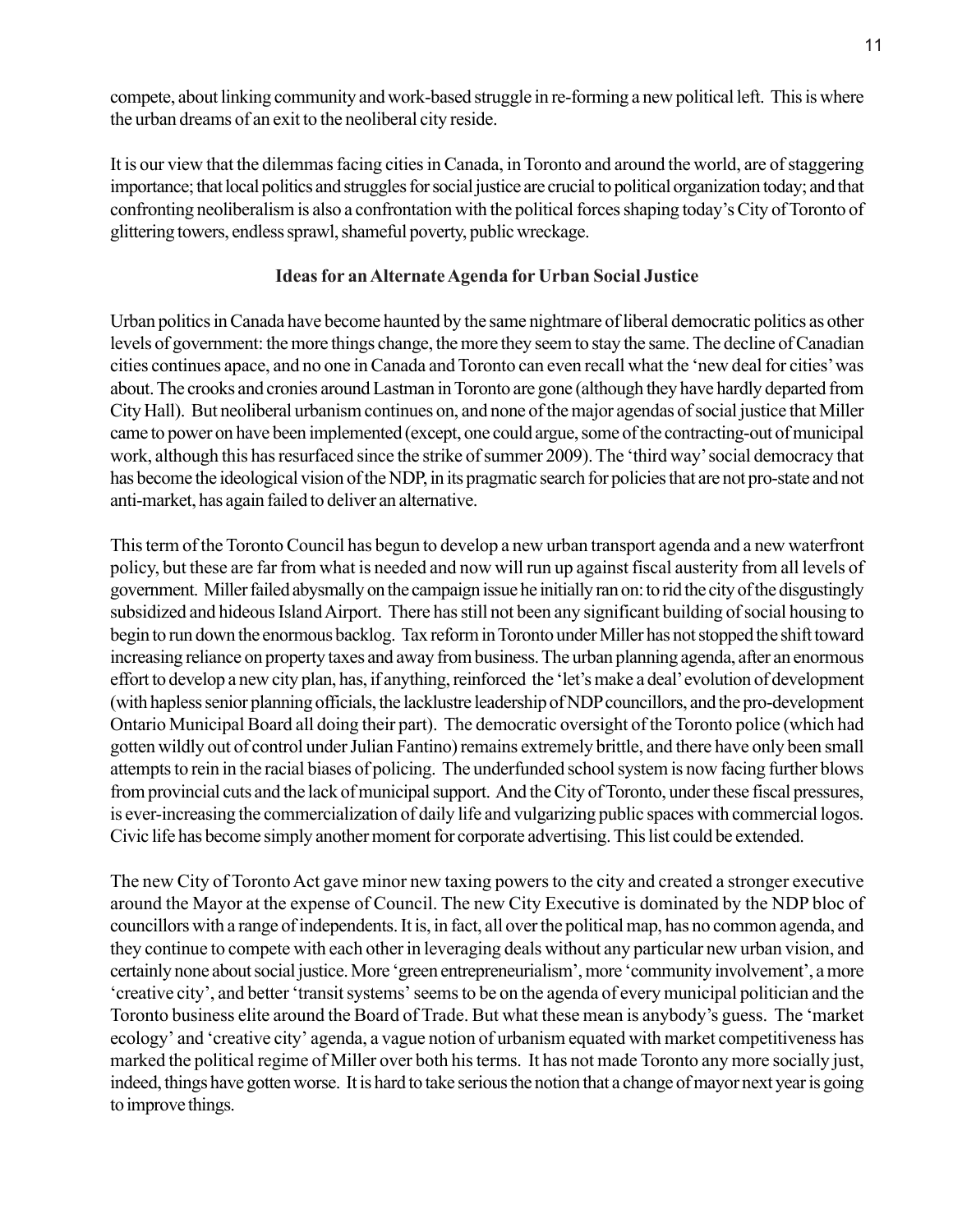compete, about linking community and work-based struggle in re-forming a new political left. This is where the urban dreams of an exit to the neoliberal city reside.

It is our view that the dilemmas facing cities in Canada, in Toronto and around the world, are of staggering importance; that local politics and struggles for social justice are crucial to political organization today; and that confronting neoliberalism is also a confrontation with the political forces shaping today's City of Toronto of glittering towers, endless sprawl, shameful poverty, public wreckage.

## Ideas for an Alternate Agenda for Urban Social Justice

Urban politics in Canada have become haunted by the same nightmare of liberal democratic politics as other levels of government: the more things change, the more they seem to stay the same. The decline of Canadian cities continues apace, and no one in Canada and Toronto can even recall what the 'new deal for cities' was about. The crooks and cronies around Lastman in Toronto are gone (although they have hardly departed from City Hall). But neoliberal urbanism continues on, and none of the major agendas of social justice that Miller came to power on have been implemented (except, one could argue, some of the contracting-out of municipal work, although this has resurfaced since the strike of summer 2009). The 'third way' social democracy that has become the ideological vision of the NDP, in its pragmatic search for policies that are not pro-state and not anti-market, has again failed to deliver an alternative.

This term of the Toronto Council has begun to develop a new urban transport agenda and a new waterfront policy, but these are far from what is needed and now will run up against fiscal austerity from all levels of government. Miller failed abysmally on the campaign issue he initially ran on: to rid the city of the disgustingly subsidized and hideous Island Airport. There has still not been any significant building of social housing to begin to run down the enormous backlog. Tax reform in Toronto under Miller has not stopped the shift toward increasing reliance on property taxes and away from business. The urban planning agenda, after an enormous effort to develop a new city plan, has, if anything, reinforced the 'let's make a deal' evolution of development (with hapless senior planning officials, the lacklustre leadership of NDP councillors, and the pro-development Ontario Municipal Board all doing their part). The democratic oversight of the Toronto police (which had gotten wildly out of control under Julian Fantino) remains extremely brittle, and there have only been small attempts to rein in the racial biases of policing. The underfunded school system is now facing further blows from provincial cuts and the lack of municipal support. And the City of Toronto, under these fiscal pressures, is ever-increasing the commercialization of daily life and vulgarizing public spaces with commercial logos. Civic life has become simply another moment for corporate advertising. This list could be extended.

The new City of Toronto Act gave minor new taxing powers to the city and created a stronger executive around the Mayor at the expense of Council. The new City Executive is dominated by the NDP bloc of councillors with a range of independents. It is, in fact, all over the political map, has no common agenda, and they continue to compete with each other in leveraging deals without any particular new urban vision, and certainly none about social justice. More 'green entrepreneurialism', more 'community involvement', a more 'creative city', and better 'transit systems' seems to be on the agenda of every municipal politician and the Toronto business elite around the Board of Trade. But what these mean is anybody's guess. The 'market ecology' and 'creative city' agenda, a vague notion of urbanism equated with market competitiveness has marked the political regime of Miller over both his terms. It has not made Toronto any more socially just, indeed, things have gotten worse. It is hard to take serious the notion that a change of mayor next year is going to improve things.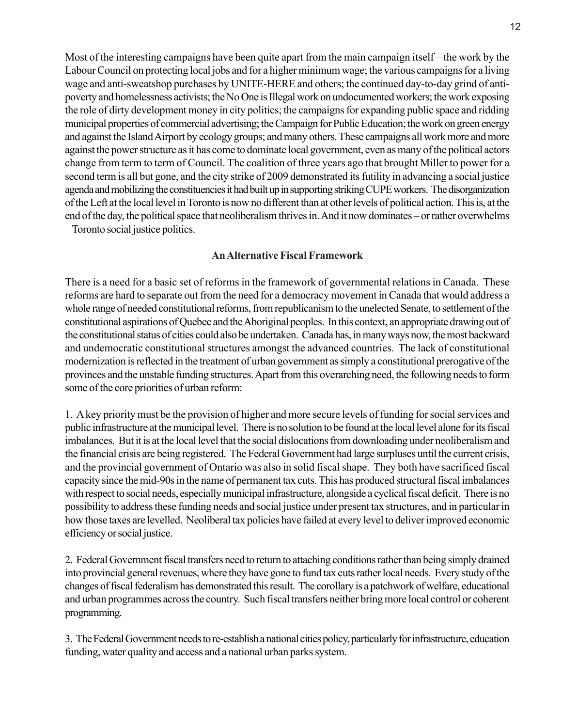Most of the interesting campaigns have been quite apart from the main campaign itself – the work by the Labour Council on protecting local jobs and for a higher minimum wage; the various campaigns for a living wage and anti-sweatshop purchases by UNITE-HERE and others; the continued day-to-day grind of anti-poverty and homelessness activists; the No One is Illegal work on undocumented workers; the work exposing the role of dirty development money in city politics; the campaigns for expanding public space and ridding municipal properties of commercial advertising; the Campaign for Public Education; the work on green energy and against the Island Airport by ecology groups; and many others. These campaigns all work more and more against the power structure as it has come to dominate local government, even as many of the political actors change from term to term of Council. The coalition of three years ago that brought Miller to power for a second term is all but gone, and the city strike of 2009 demonstrated its futility in advancing a social justice agenda and mobilizing the constituencies it had built up in supporting striking CUPE workers. The disorganization of the Left at the local level in Toronto is now no different than at other levels of political action. This is, at the end of the day, the political space that neoliberalism thrives in. And it now dominates – or rather overwhelms – Toronto social justice politics.

### An Alternative Fiscal Framework

There is a need for a basic set of reforms in the framework of governmental relations in Canada. These reforms are hard to separate out from the need for a democracy movement in Canada that would address a whole range of needed constitutional reforms, from republicanism to the unelected Senate, to settlement of the constitutional aspirations of Quebec and the Aboriginal peoples. In this context, an appropriate drawing out of the constitutional status of cities could also be undertaken. Canada has, in many ways now, the most backward and undemocratic constitutional structures amongst the advanced countries. The lack of constitutional modernization is reflected in the treatment of urban government as simply a constitutional prerogative of the provinces and the unstable funding structures. Apart from this overarching need, the following needs to form some of the core priorities of urban reform:

1. A key priority must be the provision of higher and more secure levels of funding for social services and public infrastructure at the municipal level. There is no solution to be found at the local level alone for its fiscal imbalances. But it is at the local level that the social dislocations from downloading under neoliberalism and the financial crisis are being registered. The Federal Government had large surpluses until the current crisis, and the provincial government of Ontario was also in solid fiscal shape. They both have sacrificed fiscal capacity since the mid-90s in the name of permanent tax cuts. This has produced structural fiscal imbalances with respect to social needs, especially municipal infrastructure, alongside a cyclical fiscal deficit. There is no possibility to address these funding needs and social justice under present tax structures, and in particular in how those taxes are levelled. Neoliberal tax policies have failed at every level to deliver improved economic efficiency or social justice.

2. Federal Government fiscal transfers need to return to attaching conditions rather than being simply drained into provincial general revenues, where they have gone to fund tax cuts rather local needs. Every study of the changes of fiscal federalism has demonstrated this result. The corollary is a patchwork of welfare, educational and urban programmes across the country. Such fiscal transfers neither bring more local control or coherent programming.

3. The Federal Government needs to re-establish a national cities policy, particularly for infrastructure, education funding, water quality and access and a national urban parks system.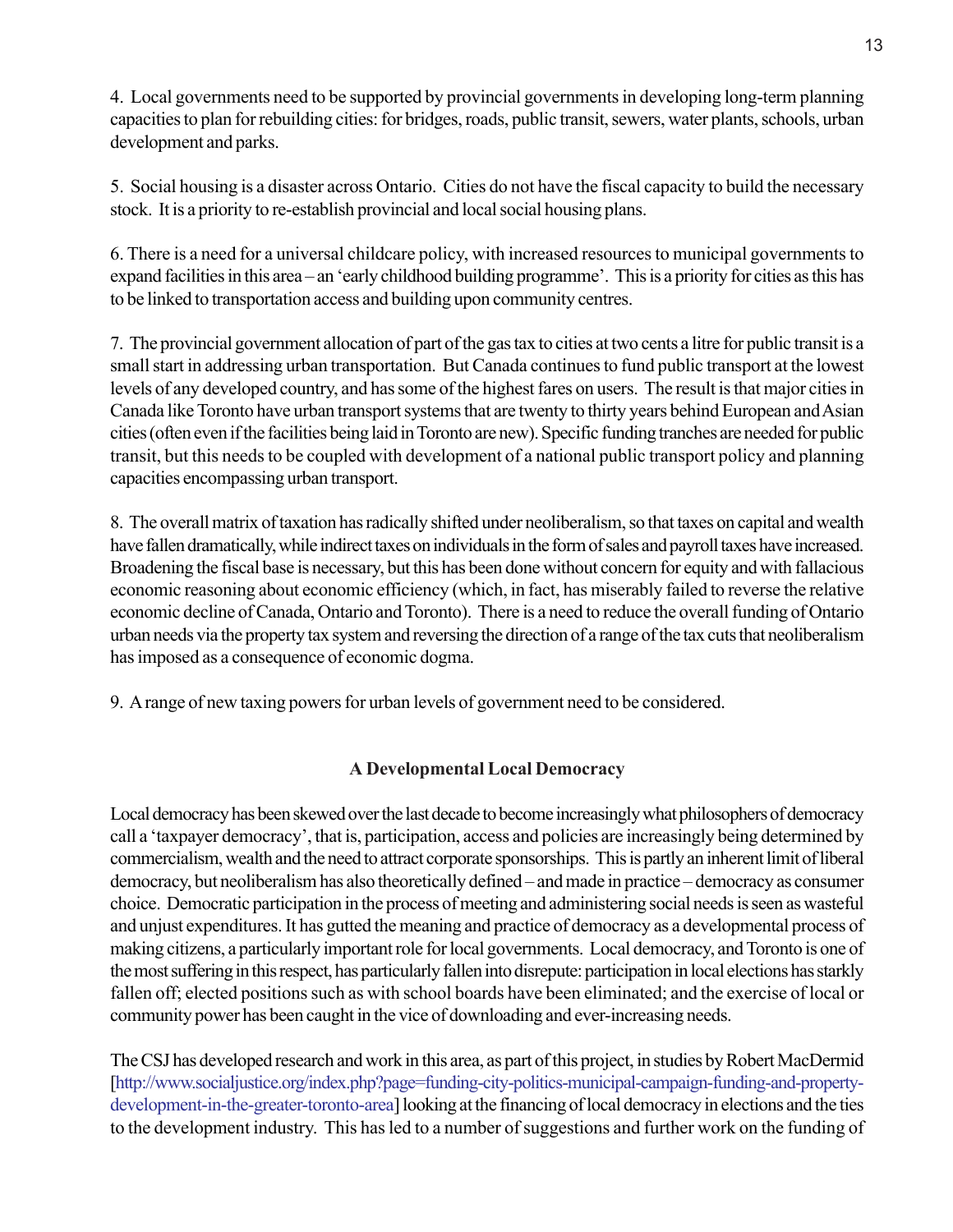4. Local governments need to be supported by provincial governments in developing long-term planning capacities to plan for rebuilding cities: for bridges, roads, public transit, sewers, water plants, schools, urban development and parks.

5. Social housing is a disaster across Ontario. Cities do not have the fiscal capacity to build the necessary stock. It is a priority to re-establish provincial and local social housing plans.

6. There is a need for a universal childcare policy, with increased resources to municipal governments to expand facilities in this area – an 'early childhood building programme'. This is a priority for cities as this has to be linked to transportation access and building upon community centres.

7. The provincial government allocation of part of the gas tax to cities at two cents a litre for public transit is a small start in addressing urban transportation. But Canada continues to fund public transport at the lowest levels of any developed country, and has some of the highest fares on users. The result is that major cities in Canada like Toronto have urban transport systems that are twenty to thirty years behind European and Asian cities (often even if the facilities being laid in Toronto are new). Specific funding tranches are needed for public transit, but this needs to be coupled with development of a national public transport policy and planning capacities encompassing urban transport.

8. The overall matrix of taxation has radically shifted under neoliberalism, so that taxes on capital and wealth have fallen dramatically, while indirect taxes on individuals in the form of sales and payroll taxes have increased. Broadening the fiscal base is necessary, but this has been done without concern for equity and with fallacious economic reasoning about economic efficiency (which, in fact, has miserably failed to reverse the relative economic decline of Canada, Ontario and Toronto). There is a need to reduce the overall funding of Ontario urban needs via the property tax system and reversing the direction of a range of the tax cuts that neoliberalism has imposed as a consequence of economic dogma.

9. A range of new taxing powers for urban levels of government need to be considered.

## A Developmental Local Democracy

Local democracy has been skewed over the last decade to become increasingly what philosophers of democracy call a 'taxpayer democracy', that is, participation, access and policies are increasingly being determined by commercialism, wealth and the need to attract corporate sponsorships. This is partly an inherent limit of liberal democracy, but neoliberalism has also theoretically defined – and made in practice – democracy as consumer choice. Democratic participation in the process of meeting and administering social needs is seen as wasteful and unjust expenditures. It has gutted the meaning and practice of democracy as a developmental process of making citizens, a particularly important role for local governments. Local democracy, and Toronto is one of the most suffering in this respect, has particularly fallen into disrepute: participation in local elections has starkly fallen off; elected positions such as with school boards have been eliminated; and the exercise of local or community power has been caught in the vice of downloading and ever-increasing needs.

The CSJ has developed research and work in this area, as part of this project, in studies by Robert MacDermid [http://www.socialjustice.org/index.php?page=funding-city-politics-municipal-campaign-funding-and-property-development-in-the-greater-toronto-area] looking at the financing of local democracy in elections and the ties to the development industry. This has led to a number of suggestions and further work on the funding of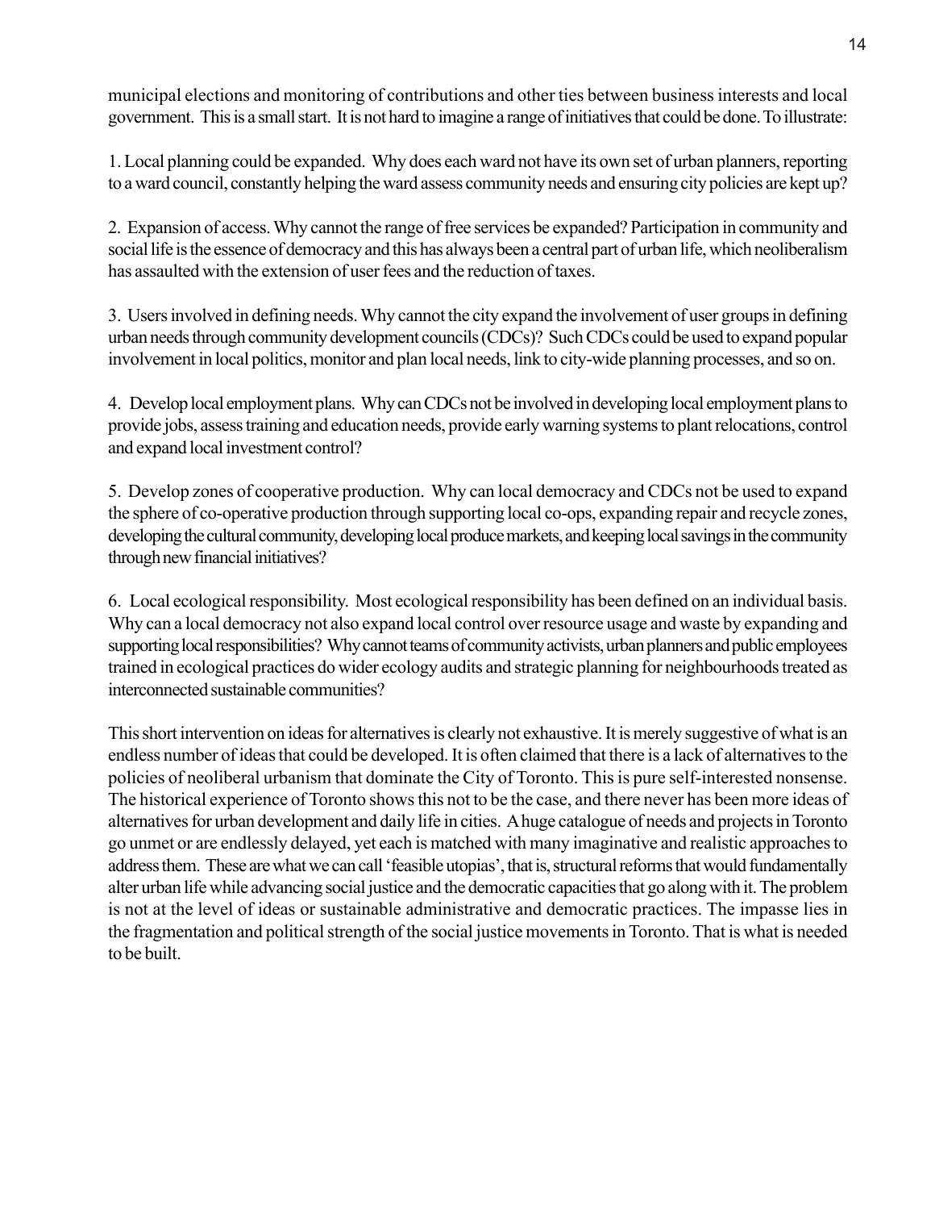municipal elections and monitoring of contributions and other ties between business interests and local government. This is a small start. It is not hard to imagine a range of initiatives that could be done. To illustrate:

1. Local planning could be expanded. Why does each ward not have its own set of urban planners, reporting to a ward council, constantly helping the ward assess community needs and ensuring city policies are kept up?

2. Expansion of access. Why cannot the range of free services be expanded? Participation in community and social life is the essence of democracy and this has always been a central part of urban life, which neoliberalism has assaulted with the extension of user fees and the reduction of taxes.

3. Users involved in defining needs. Why cannot the city expand the involvement of user groups in defining urban needs through community development councils (CDCs)? Such CDCs could be used to expand popular involvement in local politics, monitor and plan local needs, link to city-wide planning processes, and so on.

4. Develop local employment plans. Why can CDCs not be involved in developing local employment plans to provide jobs, assess training and education needs, provide early warning systems to plant relocations, control and expand local investment control?

5. Develop zones of cooperative production. Why can local democracy and CDCs not be used to expand the sphere of co-operative production through supporting local co-ops, expanding repair and recycle zones, developing the cultural community, developing local produce markets, and keeping local savings in the community through new financial initiatives?

6. Local ecological responsibility. Most ecological responsibility has been defined on an individual basis. Why can a local democracy not also expand local control over resource usage and waste by expanding and supporting local responsibilities? Why cannot teams of community activists, urban planners and public employees trained in ecological practices do wider ecology audits and strategic planning for neighbourhoods treated as interconnected sustainable communities?

This short intervention on ideas for alternatives is clearly not exhaustive. It is merely suggestive of what is an endless number of ideas that could be developed. It is often claimed that there is a lack of alternatives to the policies of neoliberal urbanism that dominate the City of Toronto. This is pure self-interested nonsense. The historical experience of Toronto shows this not to be the case, and there never has been more ideas of alternatives for urban development and daily life in cities. A huge catalogue of needs and projects in Toronto go unmet or are endlessly delayed, yet each is matched with many imaginative and realistic approaches to address them. These are what we can call 'feasible utopias', that is, structural reforms that would fundamentally alter urban life while advancing social justice and the democratic capacities that go along with it. The problem is not at the level of ideas or sustainable administrative and democratic practices. The impasse lies in the fragmentation and political strength of the social justice movements in Toronto. That is what is needed to be built.